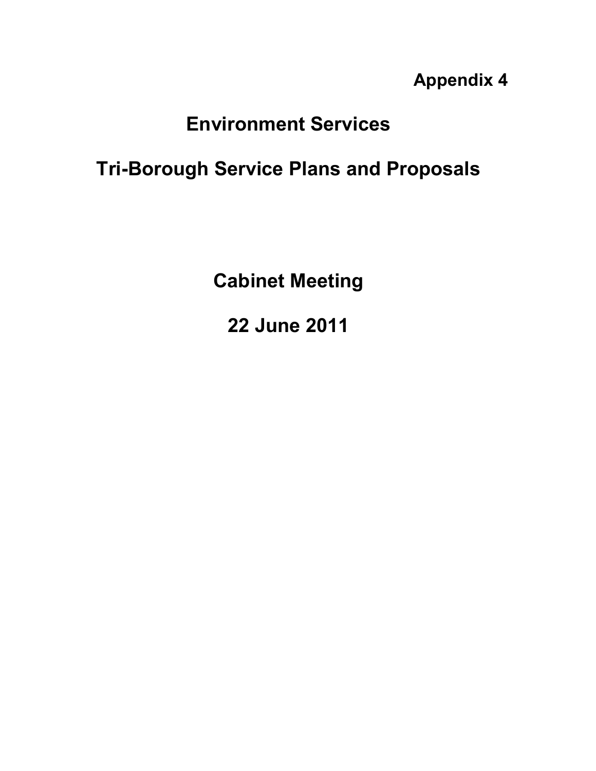**Appendix 4**

# Environment Services

# Tri-Borough Service Plans and Proposals

## Cabinet Meeting

## 22 June 2011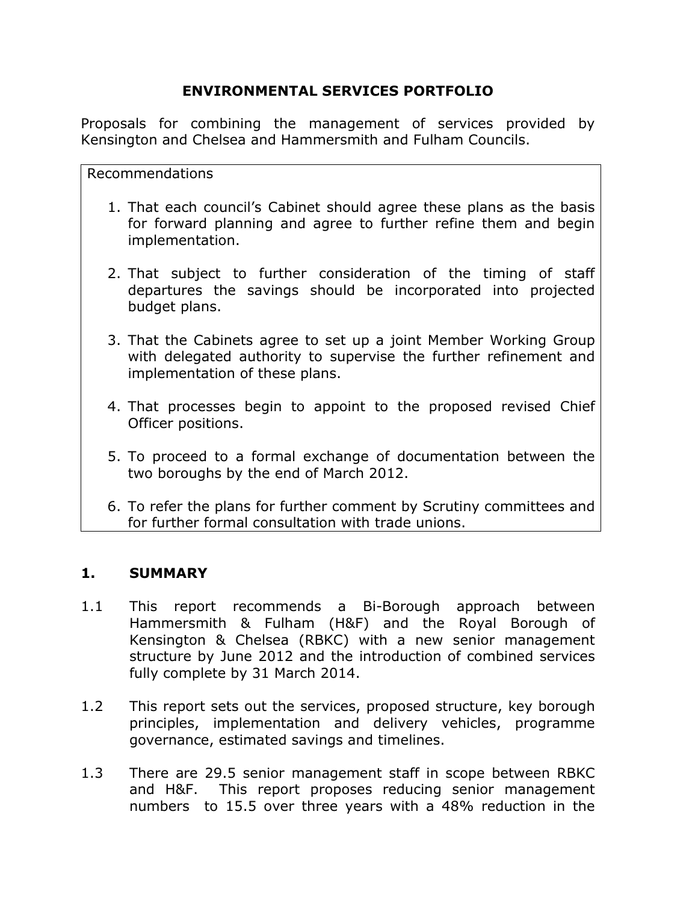# ENVIRONMENTAL SERVICES PORTFOLIO

Proposals for combining the management of services provided by Kensington and Chelsea and Hammersmith and Fulham Councils.

Recommendations

1. That each council's Cabinet should agree these plans as the basis for forward planning and agree to further refine them and begin implementation.

2. That subject to further consideration of the timing of staff departures the savings should be incorporated into projected budget plans.

3. That the Cabinets agree to set up a joint Member Working Group with delegated authority to supervise the further refinement and implementation of these plans.

4. That processes begin to appoint to the proposed revised Chief Officer positions.

5. To proceed to a formal exchange of documentation between the two boroughs by the end of March 2012.

6. To refer the plans for further comment by Scrutiny committees and for further formal consultation with trade unions.

## 1. SUMMARY

1.1 This report recommends a Bi-Borough approach between Hammersmith & Fulham (H&F) and the Royal Borough of Kensington & Chelsea (RBKC) with a new senior management structure by June 2012 and the introduction of combined services fully complete by 31 March 2014.

1.2 This report sets out the services, proposed structure, key borough principles, implementation and delivery vehicles, programme governance, estimated savings and timelines.

1.3 There are 29.5 senior management staff in scope between RBKC and H&F. This report proposes reducing senior management numbers to 15.5 over three years with a 48% reduction in the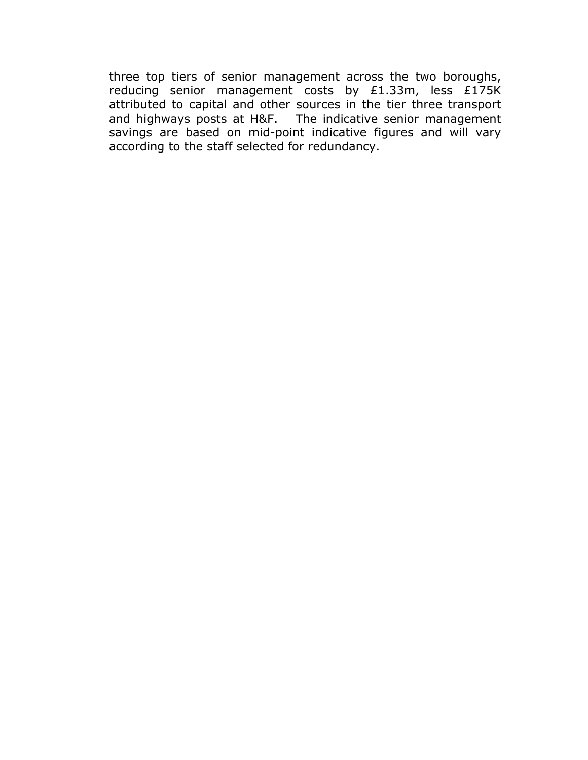three top tiers of senior management across the two boroughs, reducing senior management costs by £1.33m, less £175K attributed to capital and other sources in the tier three transport and highways posts at H&F. The indicative senior management savings are based on mid-point indicative figures and will vary according to the staff selected for redundancy.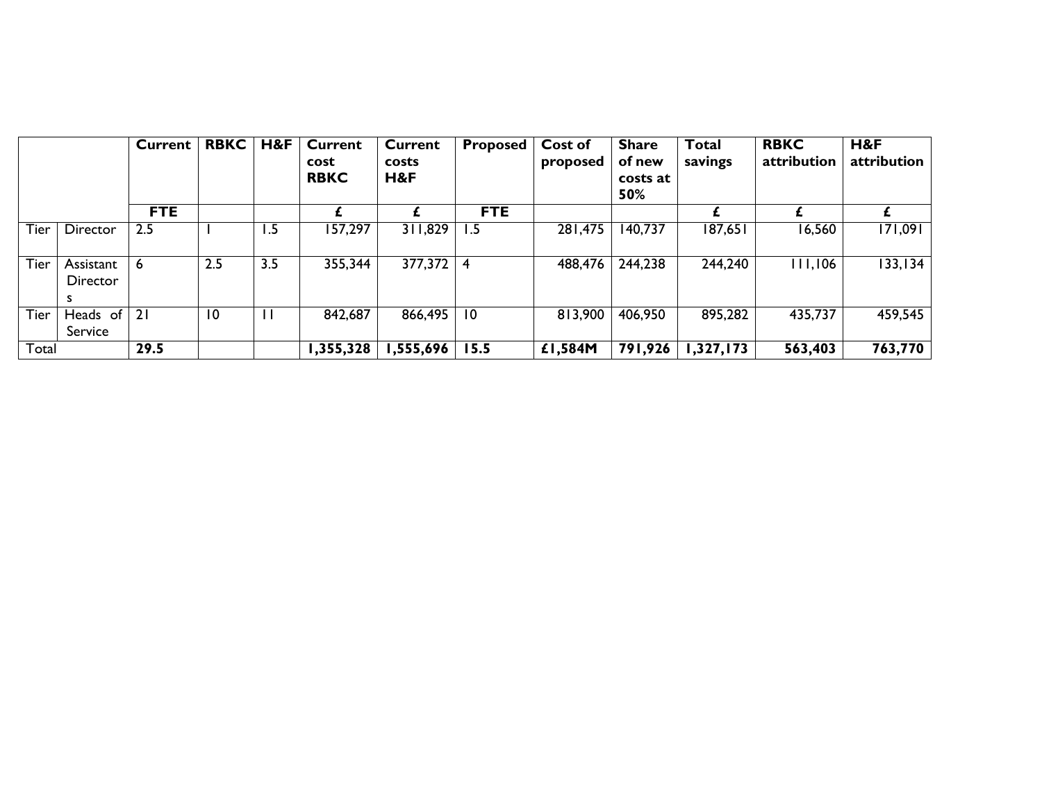| | | Current | RBKC | H&F | Current cost RBKC | Current costs H&F | Proposed | Cost of proposed | Share of new costs at 50% | Total savings | RBKC attribution | H&F attribution |
|---|---|---|---|---|---|---|---|---|---|---|---|---|
| | | **FTE** | | | **£** | **£** | **FTE** | | | **£** | **£** | **£** |
| Tier | Director | 2.5 | 1 | 1.5 | 157,297 | 311,829 | 1.5 | 281,475 | 140,737 | 187,651 | 16,560 | 171,091 |
| Tier | Assistant Directors | 6 | 2.5 | 3.5 | 355,344 | 377,372 | 4 | 488,476 | 244,238 | 244,240 | 111,106 | 133,134 |
| Tier | Heads of Service | 21 | 10 | 11 | 842,687 | 866,495 | 10 | 813,900 | 406,950 | 895,282 | 435,737 | 459,545 |
| Total | | **29.5** | | | **1,355,328** | **1,555,696** | **15.5** | **£1,584M** | **791,926** | **1,327,173** | **563,403** | **763,770** |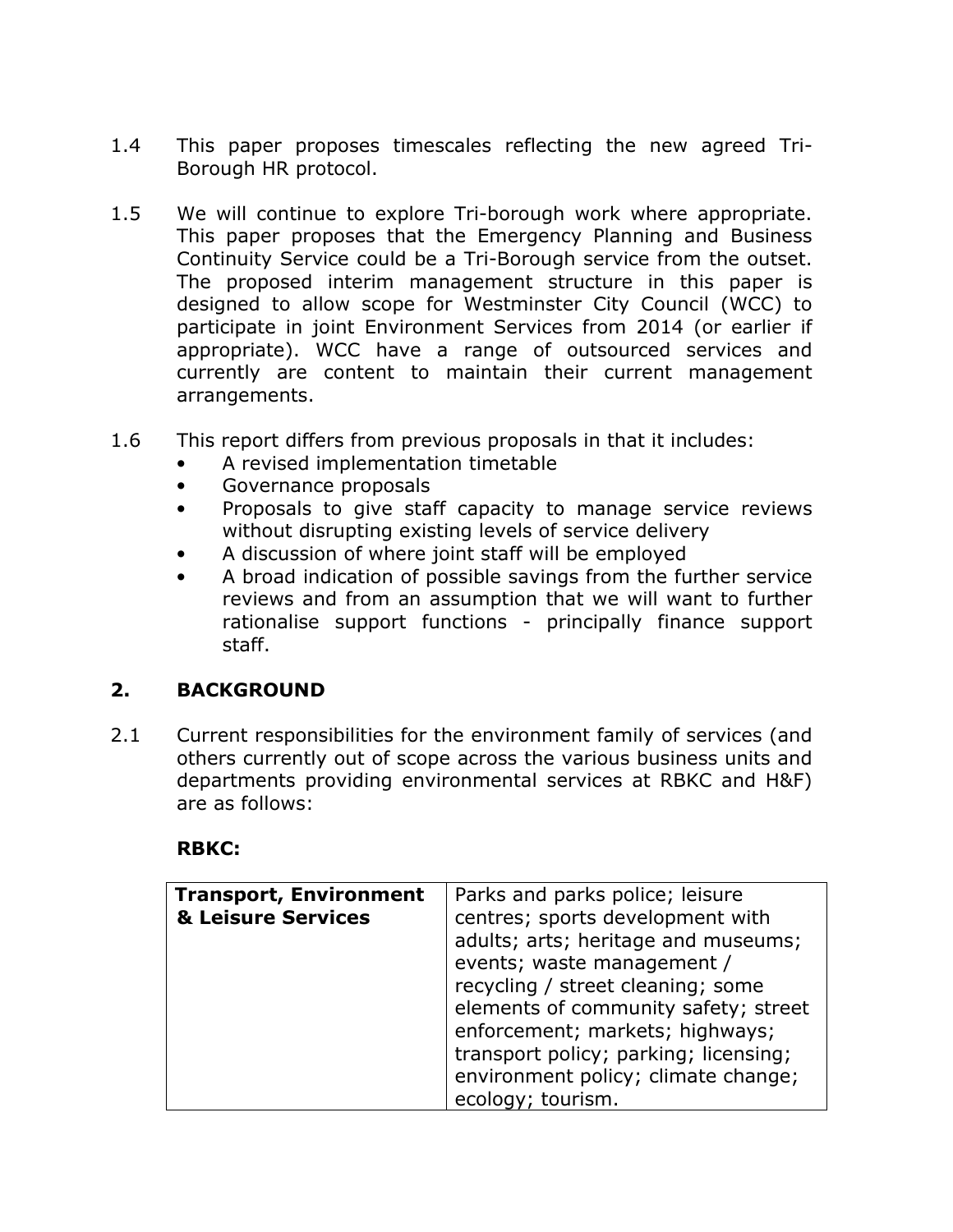1.4 This paper proposes timescales reflecting the new agreed Tri-Borough HR protocol.

1.5 We will continue to explore Tri-borough work where appropriate. This paper proposes that the Emergency Planning and Business Continuity Service could be a Tri-Borough service from the outset. The proposed interim management structure in this paper is designed to allow scope for Westminster City Council (WCC) to participate in joint Environment Services from 2014 (or earlier if appropriate). WCC have a range of outsourced services and currently are content to maintain their current management arrangements.

1.6 This report differs from previous proposals in that it includes:

- A revised implementation timetable
- Governance proposals
- Proposals to give staff capacity to manage service reviews without disrupting existing levels of service delivery
- A discussion of where joint staff will be employed
- A broad indication of possible savings from the further service reviews and from an assumption that we will want to further rationalise support functions - principally finance support staff.

## 2. BACKGROUND

2.1 Current responsibilities for the environment family of services (and others currently out of scope across the various business units and departments providing environmental services at RBKC and H&F) are as follows:

**RBKC:**

| **Transport, Environment & Leisure Services** | Parks and parks police; leisure centres; sports development with adults; arts; heritage and museums; events; waste management / recycling / street cleaning; some elements of community safety; street enforcement; markets; highways; transport policy; parking; licensing; environment policy; climate change; ecology; tourism. |
|---|---|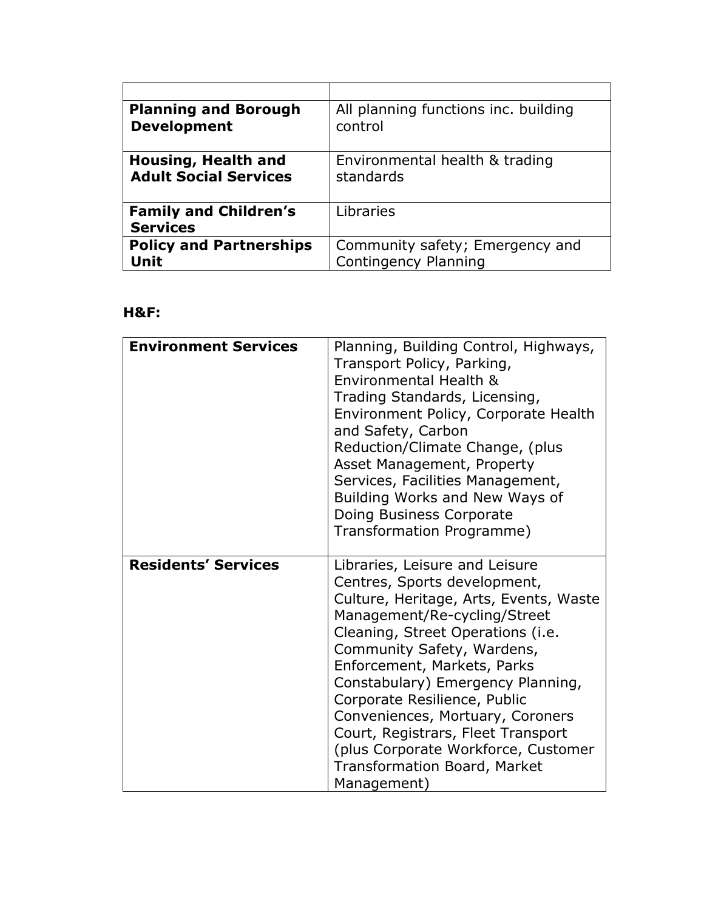| | |
|---|---|
| **Planning and Borough Development** | All planning functions inc. building control |
| **Housing, Health and Adult Social Services** | Environmental health & trading standards |
| **Family and Children's Services** | Libraries |
| **Policy and Partnerships Unit** | Community safety; Emergency and Contingency Planning |

**H&F:**

| | |
|---|---|
| **Environment Services** | Planning, Building Control, Highways, Transport Policy, Parking, Environmental Health & Trading Standards, Licensing, Environment Policy, Corporate Health and Safety, Carbon Reduction/Climate Change, (plus Asset Management, Property Services, Facilities Management, Building Works and New Ways of Doing Business Corporate Transformation Programme) |
| **Residents' Services** | Libraries, Leisure and Leisure Centres, Sports development, Culture, Heritage, Arts, Events, Waste Management/Re-cycling/Street Cleaning, Street Operations (i.e. Community Safety, Wardens, Enforcement, Markets, Parks Constabulary) Emergency Planning, Corporate Resilience, Public Conveniences, Mortuary, Coroners Court, Registrars, Fleet Transport (plus Corporate Workforce, Customer Transformation Board, Market Management) |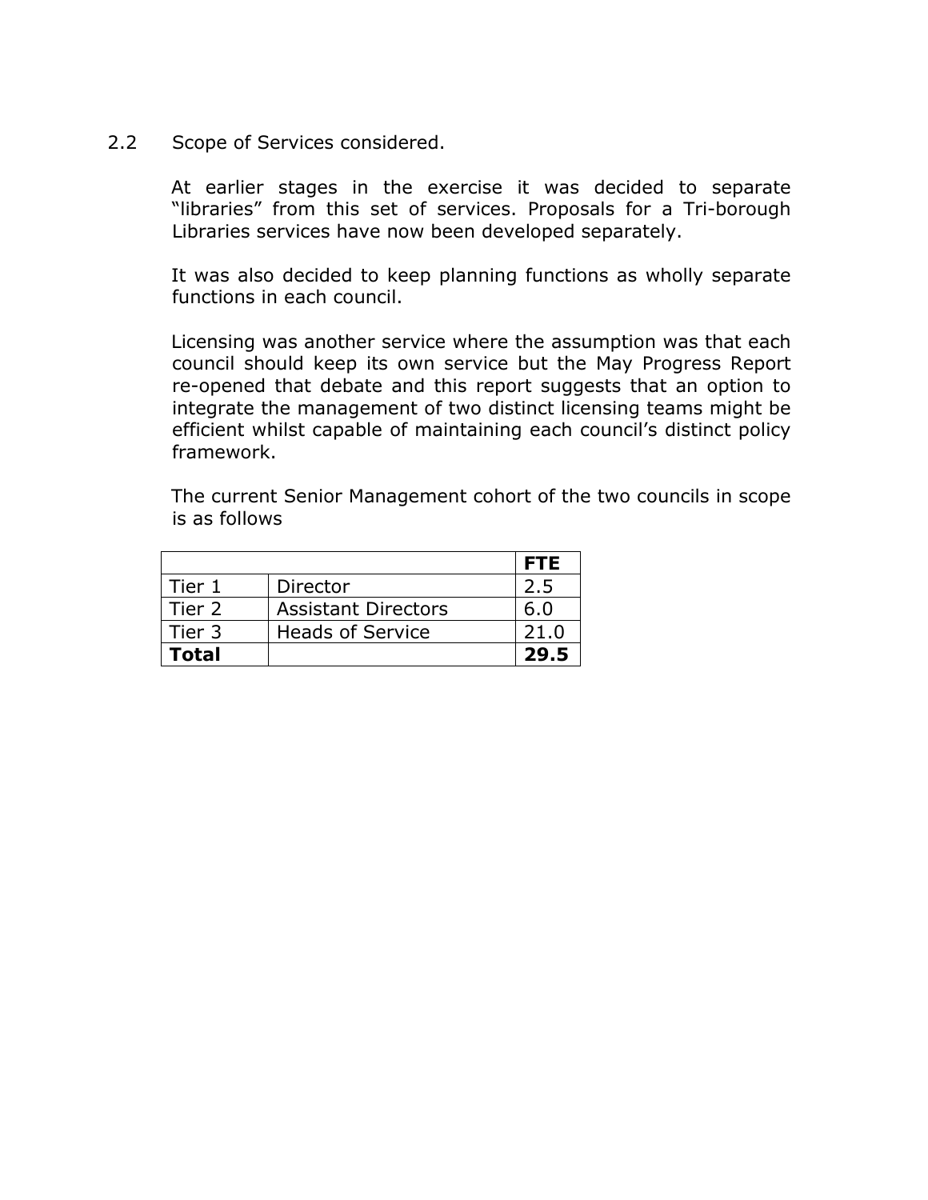2.2 Scope of Services considered.

At earlier stages in the exercise it was decided to separate "libraries" from this set of services. Proposals for a Tri-borough Libraries services have now been developed separately.

It was also decided to keep planning functions as wholly separate functions in each council.

Licensing was another service where the assumption was that each council should keep its own service but the May Progress Report re-opened that debate and this report suggests that an option to integrate the management of two distinct licensing teams might be efficient whilst capable of maintaining each council's distinct policy framework.

The current Senior Management cohort of the two councils in scope is as follows

| | | **FTE** |
|---|---|---|
| Tier 1 | Director | 2.5 |
| Tier 2 | Assistant Directors | 6.0 |
| Tier 3 | Heads of Service | 21.0 |
| **Total** | | **29.5** |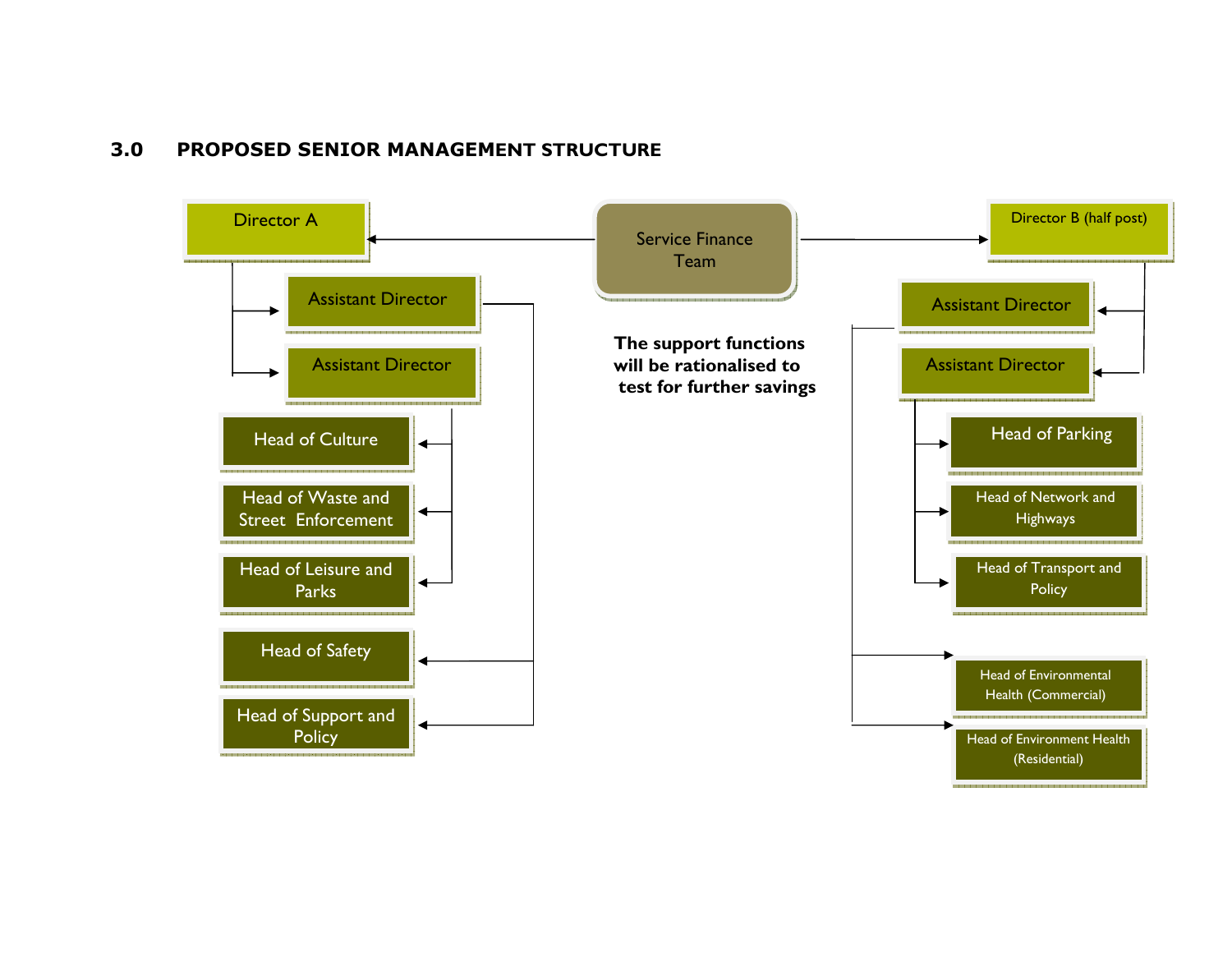## 3.0 PROPOSED SENIOR MANAGEMENT STRUCTURE

Service Finance Team

**The support functions will be rationalised to test for further savings**

- Director A
  - Assistant Director
    - Head of Safety
    - Head of Support and Policy
  - Assistant Director
    - Head of Culture
    - Head of Waste and Street Enforcement
    - Head of Leisure and Parks

- Director B (half post)
  - Assistant Director
    - Head of Environmental Health (Commercial)
    - Head of Environment Health (Residential)
  - Assistant Director
    - Head of Parking
    - Head of Network and Highways
    - Head of Transport and Policy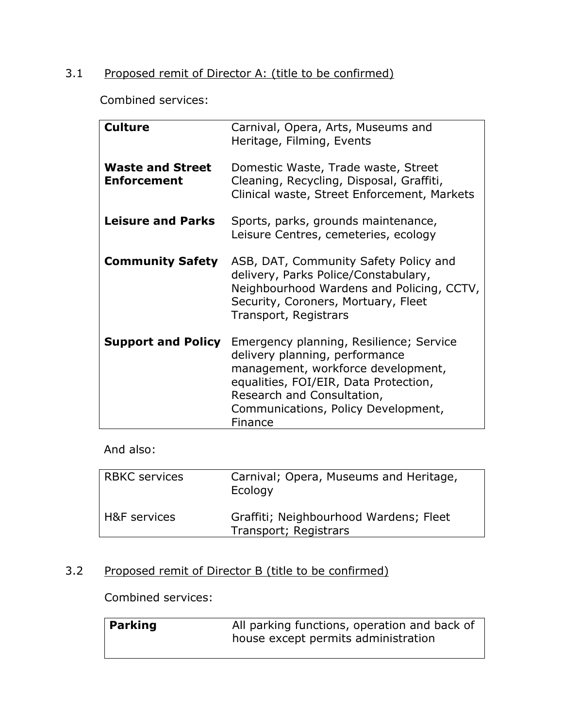3.1 <u>Proposed remit of Director A: (title to be confirmed)</u>

Combined services:

| | |
|---|---|
| **Culture** | Carnival, Opera, Arts, Museums and Heritage, Filming, Events |
| **Waste and Street Enforcement** | Domestic Waste, Trade waste, Street Cleaning, Recycling, Disposal, Graffiti, Clinical waste, Street Enforcement, Markets |
| **Leisure and Parks** | Sports, parks, grounds maintenance, Leisure Centres, cemeteries, ecology |
| **Community Safety** | ASB, DAT, Community Safety Policy and delivery, Parks Police/Constabulary, Neighbourhood Wardens and Policing, CCTV, Security, Coroners, Mortuary, Fleet Transport, Registrars |
| **Support and Policy** | Emergency planning, Resilience; Service delivery planning, performance management, workforce development, equalities, FOI/EIR, Data Protection, Research and Consultation, Communications, Policy Development, Finance |

And also:

| | |
|---|---|
| RBKC services | Carnival; Opera, Museums and Heritage, Ecology |
| H&F services | Graffiti; Neighbourhood Wardens; Fleet Transport; Registrars |

3.2 <u>Proposed remit of Director B (title to be confirmed)</u>

Combined services:

| | |
|---|---|
| **Parking** | All parking functions, operation and back of house except permits administration |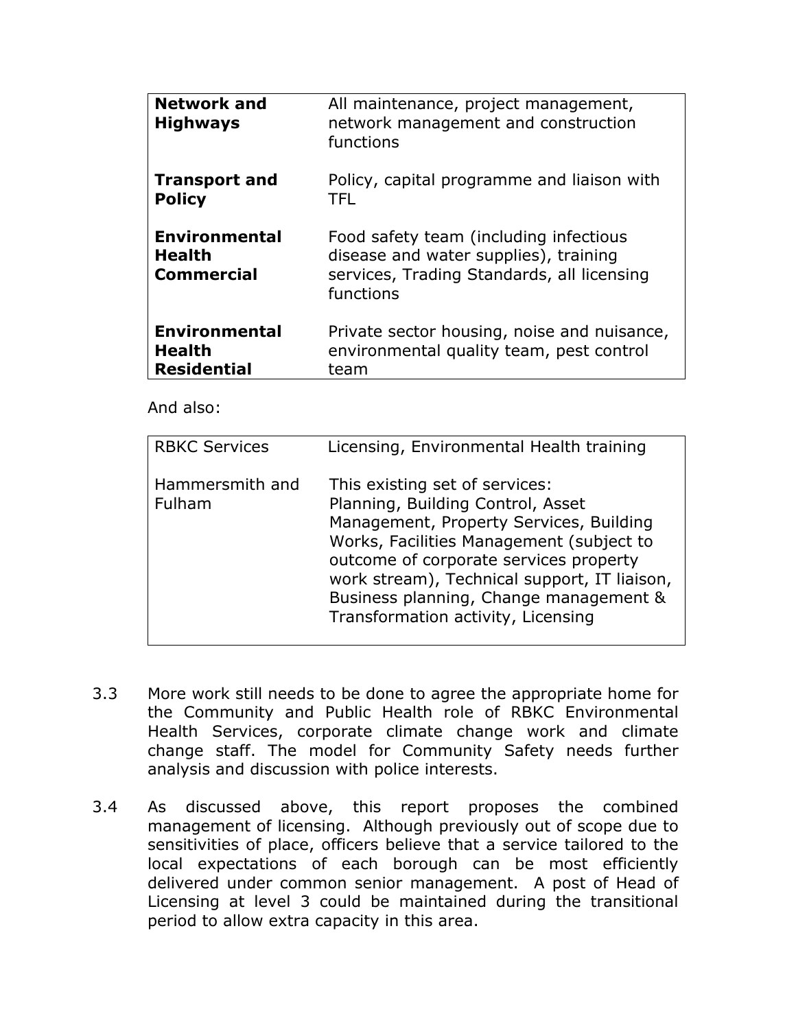| **Network and Highways** | All maintenance, project management, network management and construction functions |
| --- | --- |
| **Transport and Policy** | Policy, capital programme and liaison with TFL |
| **Environmental Health Commercial** | Food safety team (including infectious disease and water supplies), training services, Trading Standards, all licensing functions |
| **Environmental Health Residential** | Private sector housing, noise and nuisance, environmental quality team, pest control team |

And also:

| RBKC Services | Licensing, Environmental Health training |
| --- | --- |
| Hammersmith and Fulham | This existing set of services: Planning, Building Control, Asset Management, Property Services, Building Works, Facilities Management (subject to outcome of corporate services property work stream), Technical support, IT liaison, Business planning, Change management & Transformation activity, Licensing |

3.3 More work still needs to be done to agree the appropriate home for the Community and Public Health role of RBKC Environmental Health Services, corporate climate change work and climate change staff. The model for Community Safety needs further analysis and discussion with police interests.

3.4 As discussed above, this report proposes the combined management of licensing. Although previously out of scope due to sensitivities of place, officers believe that a service tailored to the local expectations of each borough can be most efficiently delivered under common senior management. A post of Head of Licensing at level 3 could be maintained during the transitional period to allow extra capacity in this area.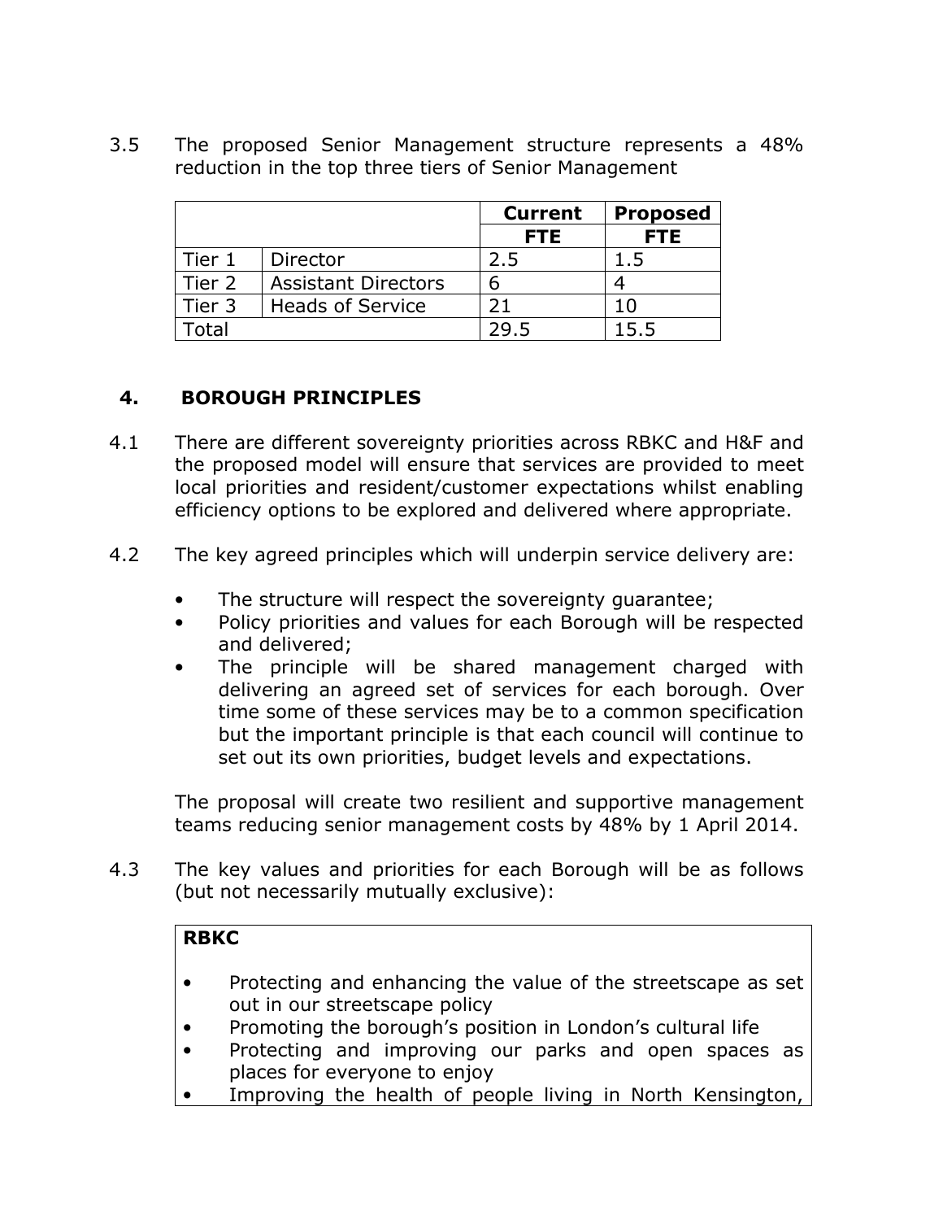3.5 The proposed Senior Management structure represents a 48% reduction in the top three tiers of Senior Management

| | | Current | Proposed |
|---|---|---|---|
| | | FTE | FTE |
| Tier 1 | Director | 2.5 | 1.5 |
| Tier 2 | Assistant Directors | 6 | 4 |
| Tier 3 | Heads of Service | 21 | 10 |
| Total | | 29.5 | 15.5 |

## 4. BOROUGH PRINCIPLES

4.1 There are different sovereignty priorities across RBKC and H&F and the proposed model will ensure that services are provided to meet local priorities and resident/customer expectations whilst enabling efficiency options to be explored and delivered where appropriate.

4.2 The key agreed principles which will underpin service delivery are:

- The structure will respect the sovereignty guarantee;
- Policy priorities and values for each Borough will be respected and delivered;
- The principle will be shared management charged with delivering an agreed set of services for each borough. Over time some of these services may be to a common specification but the important principle is that each council will continue to set out its own priorities, budget levels and expectations.

The proposal will create two resilient and supportive management teams reducing senior management costs by 48% by 1 April 2014.

4.3 The key values and priorities for each Borough will be as follows (but not necessarily mutually exclusive):

**RBKC**

- Protecting and enhancing the value of the streetscape as set out in our streetscape policy
- Promoting the borough's position in London's cultural life
- Protecting and improving our parks and open spaces as places for everyone to enjoy
- Improving the health of people living in North Kensington,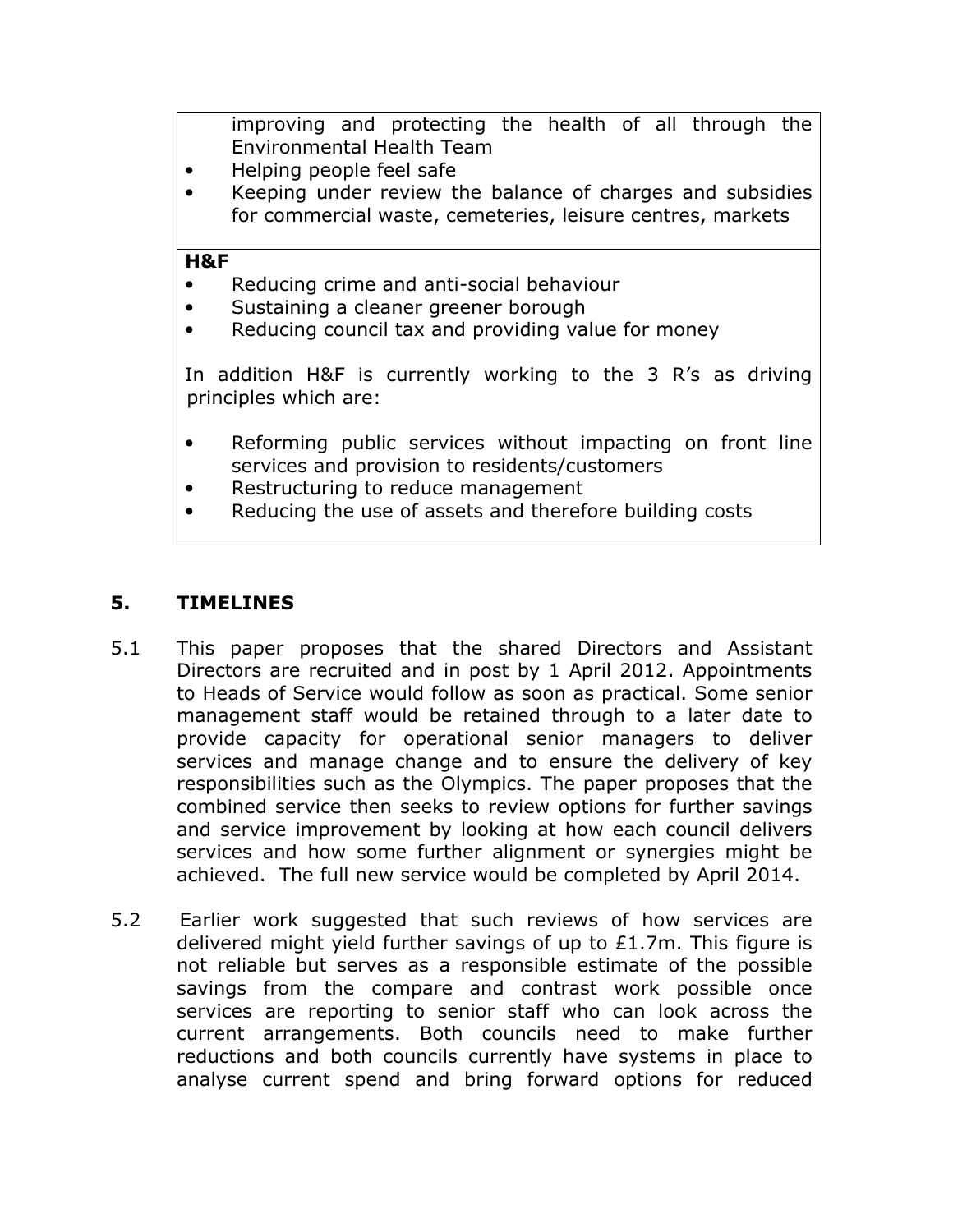improving and protecting the health of all through the Environmental Health Team

- Helping people feel safe
- Keeping under review the balance of charges and subsidies for commercial waste, cemeteries, leisure centres, markets

**H&F**

- Reducing crime and anti-social behaviour
- Sustaining a cleaner greener borough
- Reducing council tax and providing value for money

In addition H&F is currently working to the 3 R's as driving principles which are:

- Reforming public services without impacting on front line services and provision to residents/customers
- Restructuring to reduce management
- Reducing the use of assets and therefore building costs

## 5. TIMELINES

5.1 This paper proposes that the shared Directors and Assistant Directors are recruited and in post by 1 April 2012. Appointments to Heads of Service would follow as soon as practical. Some senior management staff would be retained through to a later date to provide capacity for operational senior managers to deliver services and manage change and to ensure the delivery of key responsibilities such as the Olympics. The paper proposes that the combined service then seeks to review options for further savings and service improvement by looking at how each council delivers services and how some further alignment or synergies might be achieved. The full new service would be completed by April 2014.

5.2 Earlier work suggested that such reviews of how services are delivered might yield further savings of up to £1.7m. This figure is not reliable but serves as a responsible estimate of the possible savings from the compare and contrast work possible once services are reporting to senior staff who can look across the current arrangements. Both councils need to make further reductions and both councils currently have systems in place to analyse current spend and bring forward options for reduced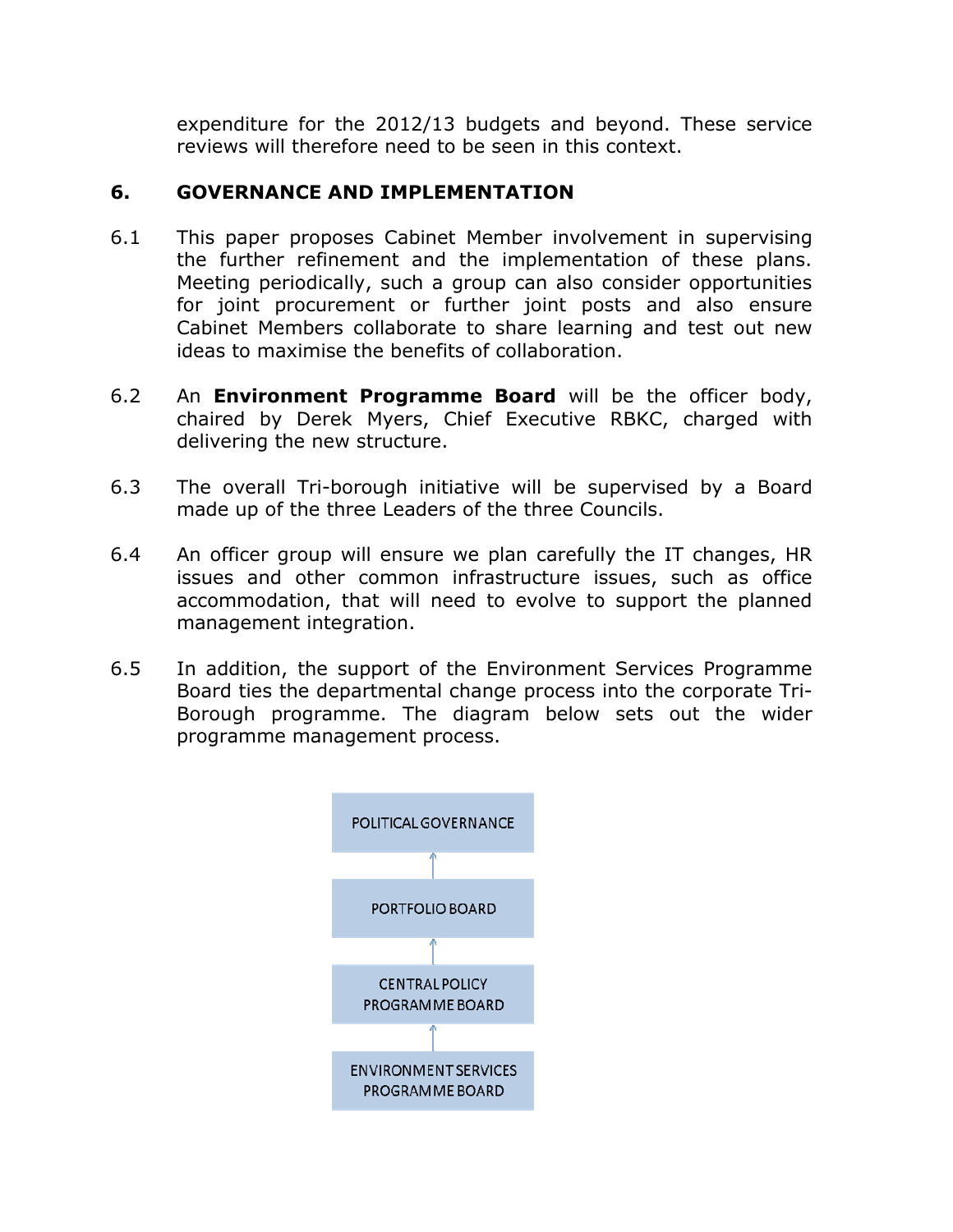expenditure for the 2012/13 budgets and beyond. These service reviews will therefore need to be seen in this context.

## 6. GOVERNANCE AND IMPLEMENTATION

6.1 This paper proposes Cabinet Member involvement in supervising the further refinement and the implementation of these plans. Meeting periodically, such a group can also consider opportunities for joint procurement or further joint posts and also ensure Cabinet Members collaborate to share learning and test out new ideas to maximise the benefits of collaboration.

6.2 An **Environment Programme Board** will be the officer body, chaired by Derek Myers, Chief Executive RBKC, charged with delivering the new structure.

6.3 The overall Tri-borough initiative will be supervised by a Board made up of the three Leaders of the three Councils.

6.4 An officer group will ensure we plan carefully the IT changes, HR issues and other common infrastructure issues, such as office accommodation, that will need to evolve to support the planned management integration.

6.5 In addition, the support of the Environment Services Programme Board ties the departmental change process into the corporate Tri-Borough programme. The diagram below sets out the wider programme management process.

POLITICAL GOVERNANCE

↑

PORTFOLIO BOARD

↑

CENTRAL POLICY PROGRAMME BOARD

↑

ENVIRONMENT SERVICES PROGRAMME BOARD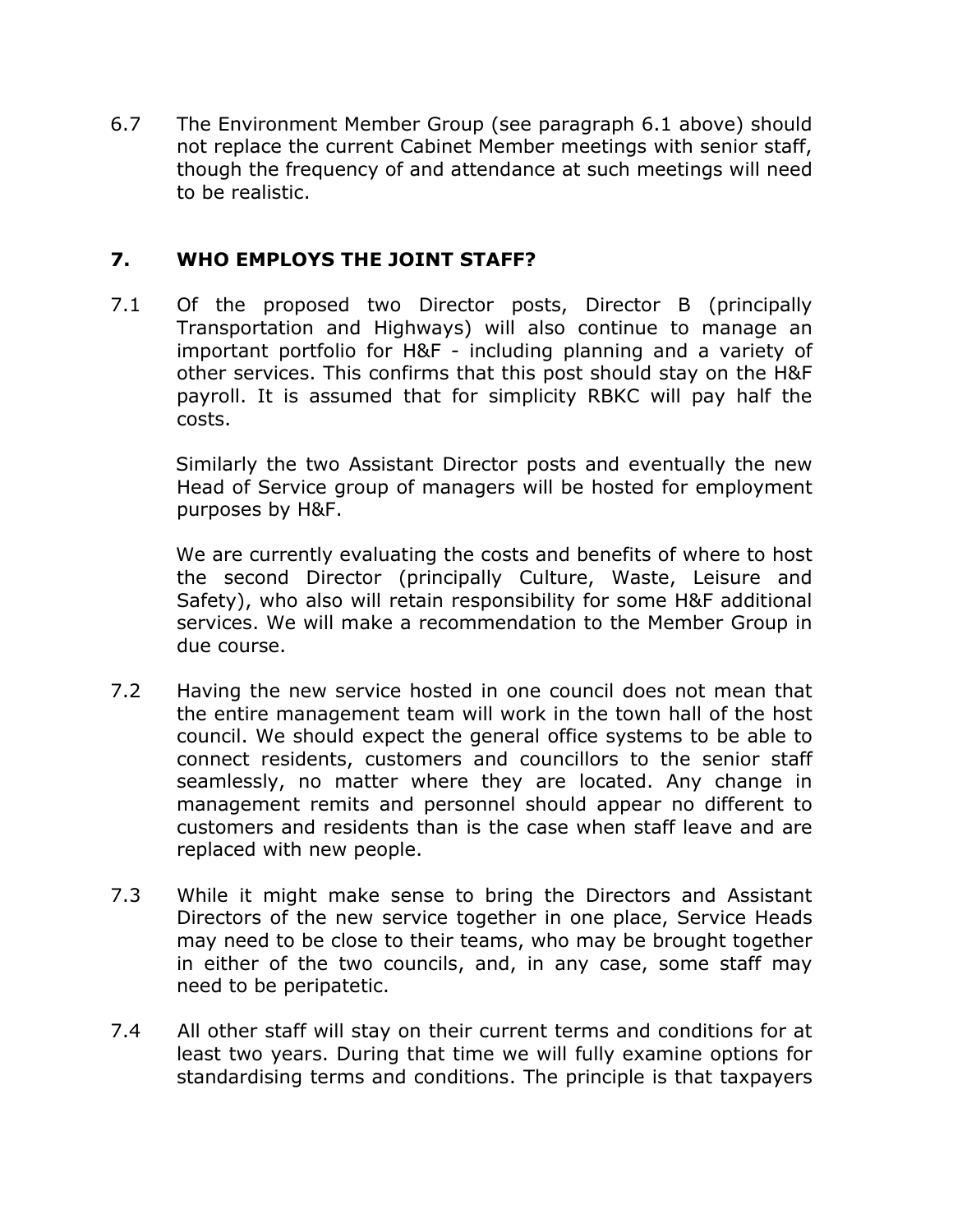6.7 The Environment Member Group (see paragraph 6.1 above) should not replace the current Cabinet Member meetings with senior staff, though the frequency of and attendance at such meetings will need to be realistic.

## 7. WHO EMPLOYS THE JOINT STAFF?

7.1 Of the proposed two Director posts, Director B (principally Transportation and Highways) will also continue to manage an important portfolio for H&F - including planning and a variety of other services. This confirms that this post should stay on the H&F payroll. It is assumed that for simplicity RBKC will pay half the costs.

Similarly the two Assistant Director posts and eventually the new Head of Service group of managers will be hosted for employment purposes by H&F.

We are currently evaluating the costs and benefits of where to host the second Director (principally Culture, Waste, Leisure and Safety), who also will retain responsibility for some H&F additional services. We will make a recommendation to the Member Group in due course.

7.2 Having the new service hosted in one council does not mean that the entire management team will work in the town hall of the host council. We should expect the general office systems to be able to connect residents, customers and councillors to the senior staff seamlessly, no matter where they are located. Any change in management remits and personnel should appear no different to customers and residents than is the case when staff leave and are replaced with new people.

7.3 While it might make sense to bring the Directors and Assistant Directors of the new service together in one place, Service Heads may need to be close to their teams, who may be brought together in either of the two councils, and, in any case, some staff may need to be peripatetic.

7.4 All other staff will stay on their current terms and conditions for at least two years. During that time we will fully examine options for standardising terms and conditions. The principle is that taxpayers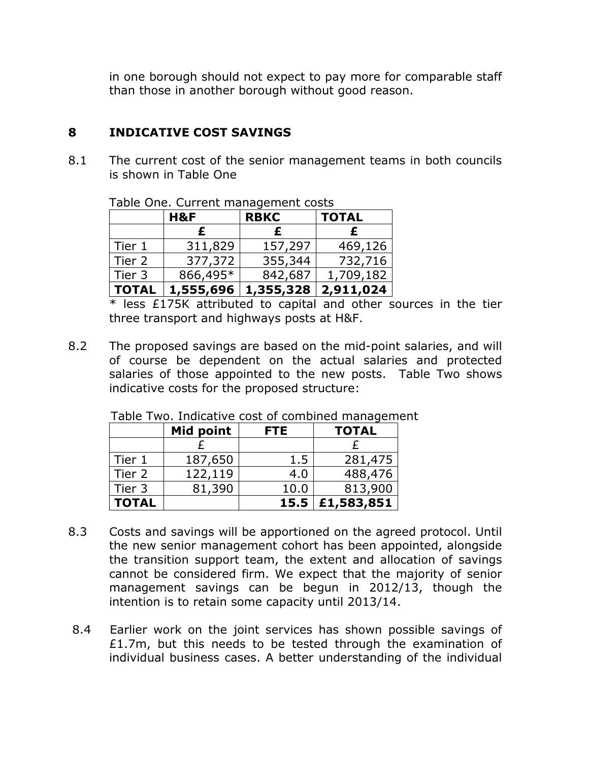in one borough should not expect to pay more for comparable staff than those in another borough without good reason.

## 8 INDICATIVE COST SAVINGS

8.1 The current cost of the senior management teams in both councils is shown in Table One

Table One. Current management costs

| | **H&F** | **RBKC** | **TOTAL** |
|---|---|---|---|
| | **£** | **£** | **£** |
| Tier 1 | 311,829 | 157,297 | 469,126 |
| Tier 2 | 377,372 | 355,344 | 732,716 |
| Tier 3 | 866,495* | 842,687 | 1,709,182 |
| **TOTAL** | **1,555,696** | **1,355,328** | **2,911,024** |

* less £175K attributed to capital and other sources in the tier three transport and highways posts at H&F.

8.2 The proposed savings are based on the mid-point salaries, and will of course be dependent on the actual salaries and protected salaries of those appointed to the new posts. Table Two shows indicative costs for the proposed structure:

Table Two. Indicative cost of combined management

| | **Mid point** | **FTE** | **TOTAL** |
|---|---|---|---|
| | £ | | £ |
| Tier 1 | 187,650 | 1.5 | 281,475 |
| Tier 2 | 122,119 | 4.0 | 488,476 |
| Tier 3 | 81,390 | 10.0 | 813,900 |
| **TOTAL** | | **15.5** | **£1,583,851** |

8.3 Costs and savings will be apportioned on the agreed protocol. Until the new senior management cohort has been appointed, alongside the transition support team, the extent and allocation of savings cannot be considered firm. We expect that the majority of senior management savings can be begun in 2012/13, though the intention is to retain some capacity until 2013/14.

8.4 Earlier work on the joint services has shown possible savings of £1.7m, but this needs to be tested through the examination of individual business cases. A better understanding of the individual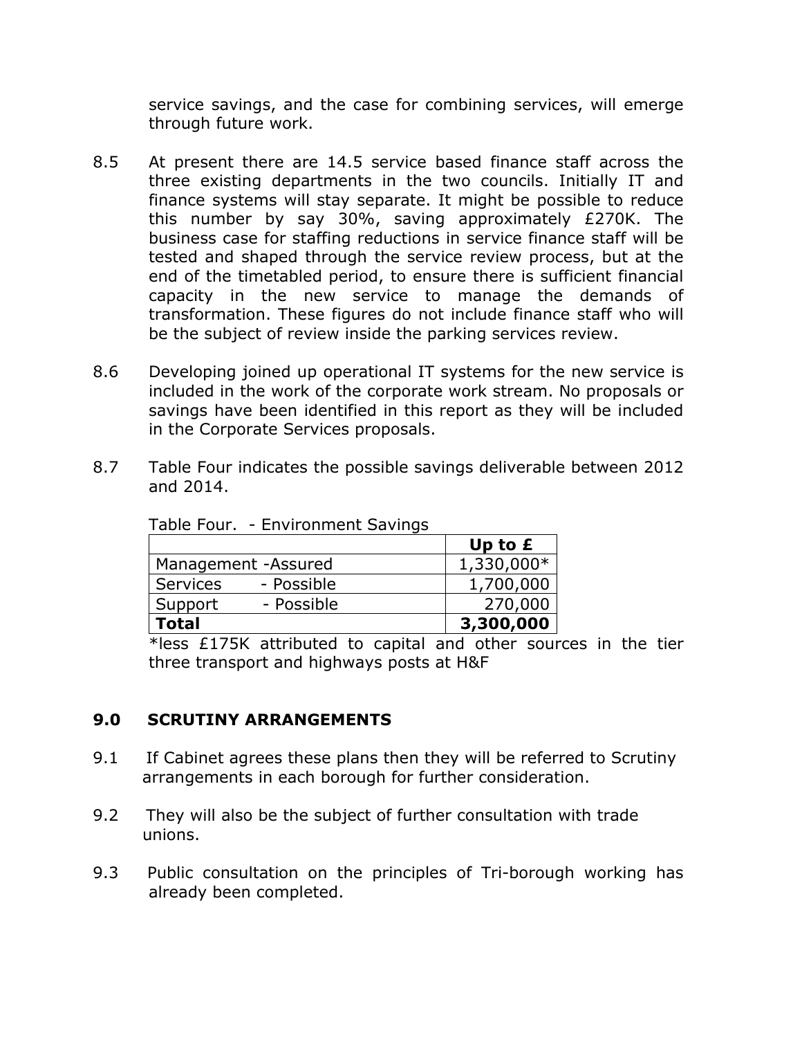service savings, and the case for combining services, will emerge through future work.

8.5 At present there are 14.5 service based finance staff across the three existing departments in the two councils. Initially IT and finance systems will stay separate. It might be possible to reduce this number by say 30%, saving approximately £270K. The business case for staffing reductions in service finance staff will be tested and shaped through the service review process, but at the end of the timetabled period, to ensure there is sufficient financial capacity in the new service to manage the demands of transformation. These figures do not include finance staff who will be the subject of review inside the parking services review.

8.6 Developing joined up operational IT systems for the new service is included in the work of the corporate work stream. No proposals or savings have been identified in this report as they will be included in the Corporate Services proposals.

8.7 Table Four indicates the possible savings deliverable between 2012 and 2014.

Table Four. - Environment Savings

| | **Up to £** |
|---|---|
| Management -Assured | 1,330,000* |
| Services - Possible | 1,700,000 |
| Support - Possible | 270,000 |
| **Total** | **3,300,000** |

*less £175K attributed to capital and other sources in the tier three transport and highways posts at H&F

## 9.0 SCRUTINY ARRANGEMENTS

9.1 If Cabinet agrees these plans then they will be referred to Scrutiny arrangements in each borough for further consideration.

9.2 They will also be the subject of further consultation with trade unions.

9.3 Public consultation on the principles of Tri-borough working has already been completed.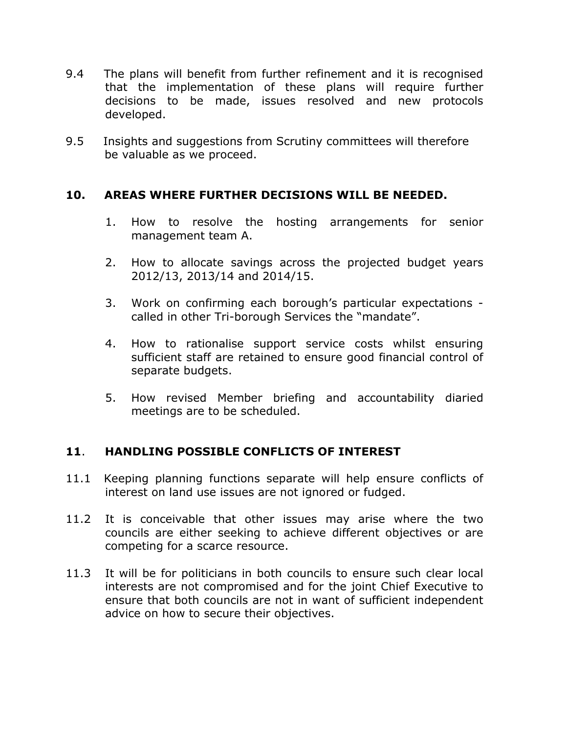9.4 The plans will benefit from further refinement and it is recognised that the implementation of these plans will require further decisions to be made, issues resolved and new protocols developed.

9.5 Insights and suggestions from Scrutiny committees will therefore be valuable as we proceed.

## 10. AREAS WHERE FURTHER DECISIONS WILL BE NEEDED.

1. How to resolve the hosting arrangements for senior management team A.
2. How to allocate savings across the projected budget years 2012/13, 2013/14 and 2014/15.
3. Work on confirming each borough's particular expectations - called in other Tri-borough Services the "mandate".
4. How to rationalise support service costs whilst ensuring sufficient staff are retained to ensure good financial control of separate budgets.
5. How revised Member briefing and accountability diaried meetings are to be scheduled.

## 11. HANDLING POSSIBLE CONFLICTS OF INTEREST

11.1 Keeping planning functions separate will help ensure conflicts of interest on land use issues are not ignored or fudged.

11.2 It is conceivable that other issues may arise where the two councils are either seeking to achieve different objectives or are competing for a scarce resource.

11.3 It will be for politicians in both councils to ensure such clear local interests are not compromised and for the joint Chief Executive to ensure that both councils are not in want of sufficient independent advice on how to secure their objectives.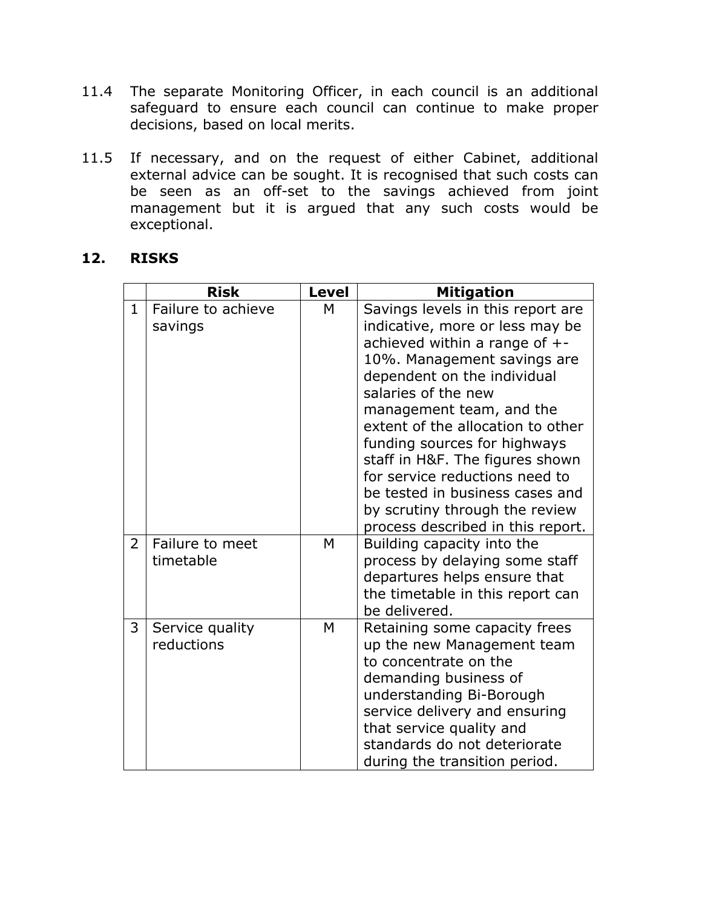11.4 The separate Monitoring Officer, in each council is an additional safeguard to ensure each council can continue to make proper decisions, based on local merits.

11.5 If necessary, and on the request of either Cabinet, additional external advice can be sought. It is recognised that such costs can be seen as an off-set to the savings achieved from joint management but it is argued that any such costs would be exceptional.

## 12. RISKS

| | Risk | Level | Mitigation |
|---|---|---|---|
| 1 | Failure to achieve savings | M | Savings levels in this report are indicative, more or less may be achieved within a range of +-10%. Management savings are dependent on the individual salaries of the new management team, and the extent of the allocation to other funding sources for highways staff in H&F. The figures shown for service reductions need to be tested in business cases and by scrutiny through the review process described in this report. |
| 2 | Failure to meet timetable | M | Building capacity into the process by delaying some staff departures helps ensure that the timetable in this report can be delivered. |
| 3 | Service quality reductions | M | Retaining some capacity frees up the new Management team to concentrate on the demanding business of understanding Bi-Borough service delivery and ensuring that service quality and standards do not deteriorate during the transition period. |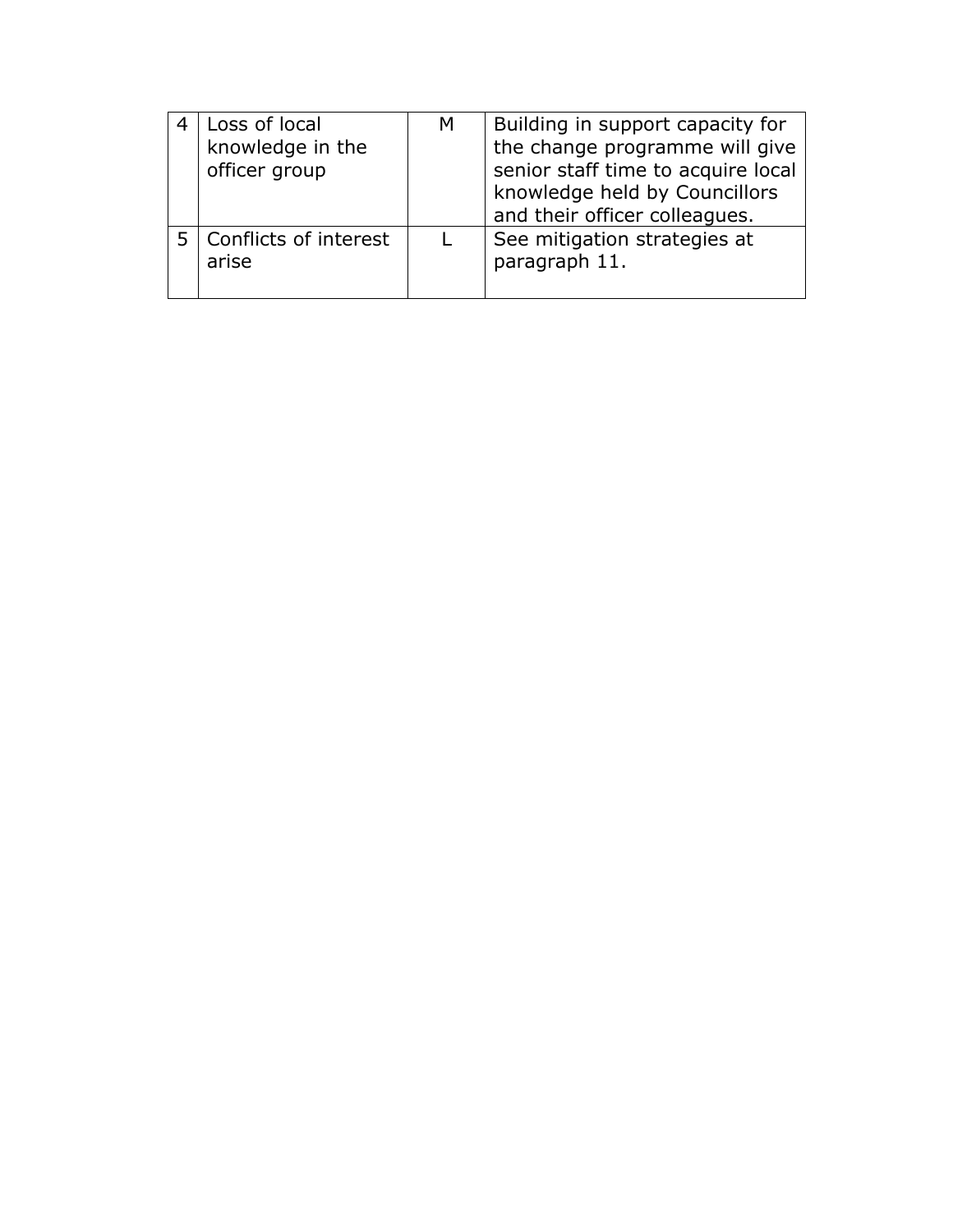| | | | |
|---|---|---|---|
| 4 | Loss of local knowledge in the officer group | M | Building in support capacity for the change programme will give senior staff time to acquire local knowledge held by Councillors and their officer colleagues. |
| 5 | Conflicts of interest arise | L | See mitigation strategies at paragraph 11. |